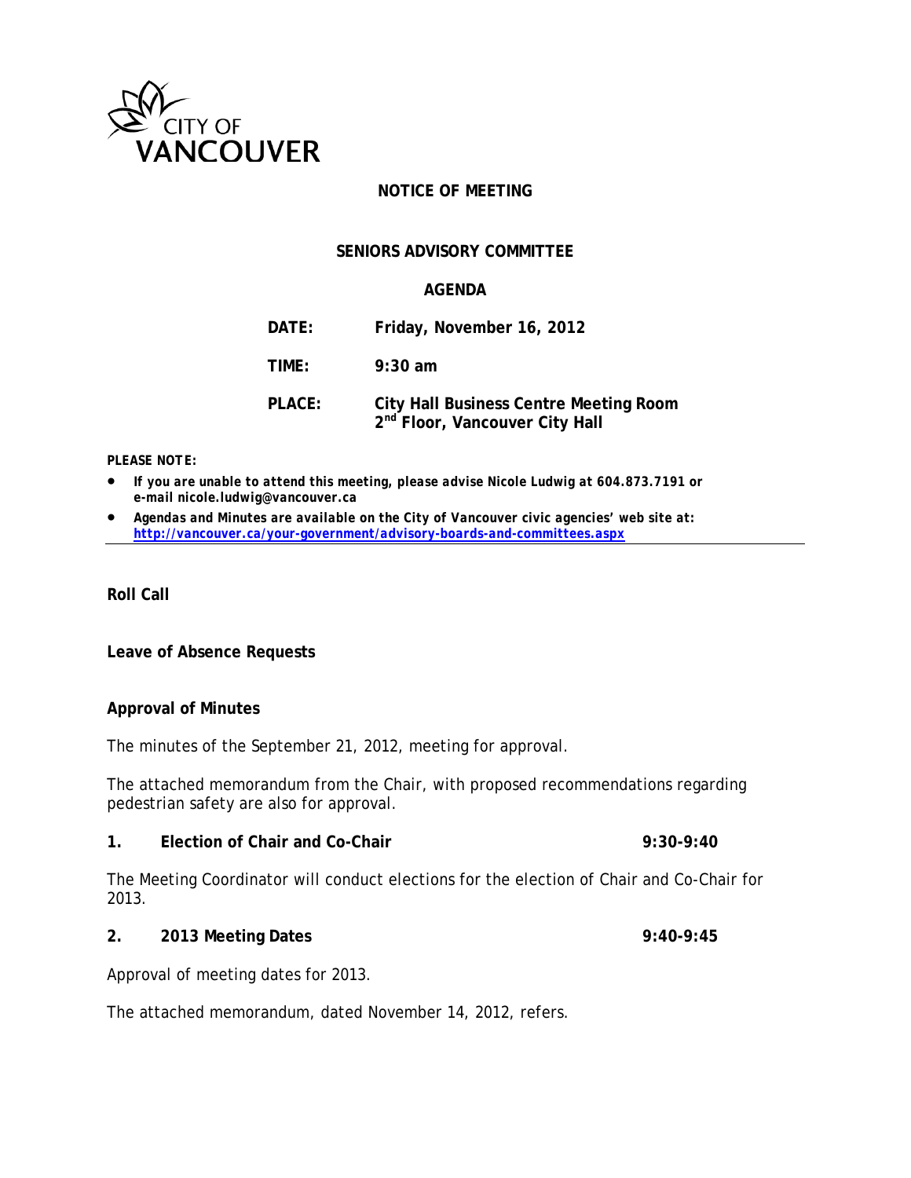CITY OF VANCOUVER

# NOTICE OF MEETING

## SENIORS ADVISORY COMMITTEE

## AGENDA

| | |
|---|---|
| **DATE:** | **Friday, November 16, 2012** |
| **TIME:** | **9:30 am** |
| **PLACE:** | **City Hall Business Centre Meeting Room**<br>**2nd Floor, Vancouver City Hall** |

***PLEASE NOTE:***

- ***If you are unable to attend this meeting, please advise Nicole Ludwig at 604.873.7191 or e-mail nicole.ludwig@vancouver.ca***
- ***Agendas and Minutes are available on the City of Vancouver civic agencies' web site at: http://vancouver.ca/your-government/advisory-boards-and-committees.aspx***

---

**Roll Call**

**Leave of Absence Requests**

**Approval of Minutes**

The minutes of the September 21, 2012, meeting for approval.

The attached memorandum from the Chair, with proposed recommendations regarding pedestrian safety are also for approval.

**1. Election of Chair and Co-Chair 9:30-9:40**

The Meeting Coordinator will conduct elections for the election of Chair and Co-Chair for 2013.

**2. 2013 Meeting Dates 9:40-9:45**

Approval of meeting dates for 2013.

The attached memorandum, dated November 14, 2012, refers.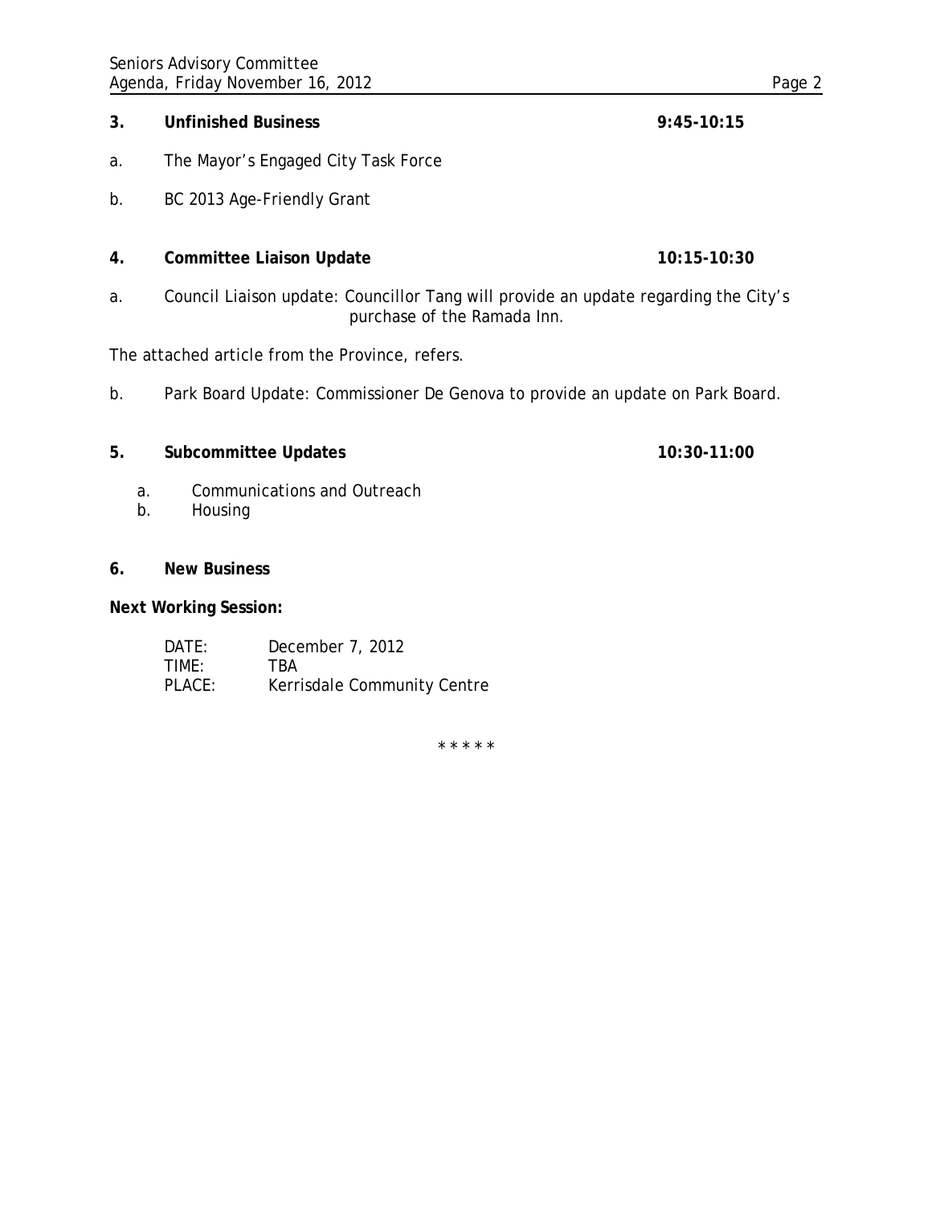**3. Unfinished Business 9:45-10:15**

a. The Mayor's Engaged City Task Force

b. BC 2013 Age-Friendly Grant

**4. Committee Liaison Update 10:15-10:30**

a. Council Liaison update: Councillor Tang will provide an update regarding the City's purchase of the Ramada Inn.

The attached article from the Province, refers.

b. Park Board Update: Commissioner De Genova to provide an update on Park Board.

**5. Subcommittee Updates 10:30-11:00**

a. Communications and Outreach
b. Housing

**6. New Business**

**Next Working Session:**

DATE: December 7, 2012
TIME: TBA
PLACE: Kerrisdale Community Centre

* * * * *